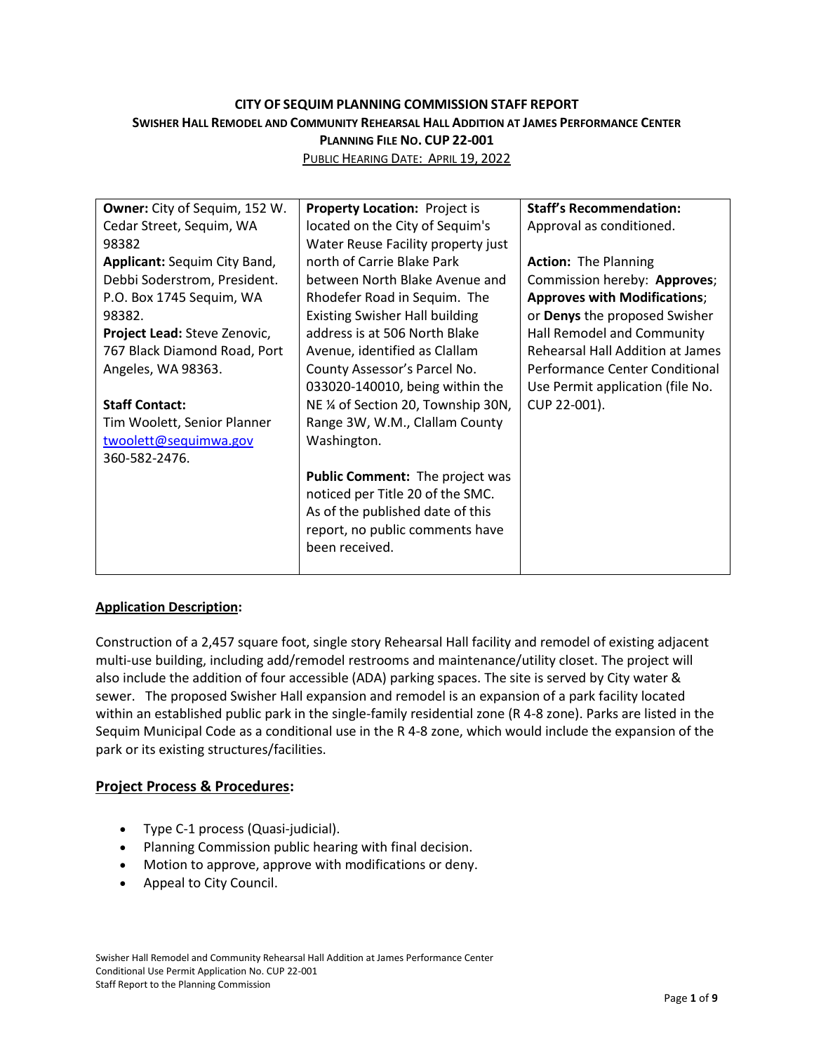**CITY OF SEQUIM PLANNING COMMISSION STAFF REPORT**

**SWISHER HALL REMODEL AND COMMUNITY REHEARSAL HALL ADDITION AT JAMES PERFORMANCE CENTER**

**PLANNING FILE NO. CUP 22-001**

PUBLIC HEARING DATE: APRIL 19, 2022

| | | |
|---|---|---|
| **Owner:** City of Sequim, 152 W. Cedar Street, Sequim, WA 98382<br>**Applicant:** Sequim City Band, Debbi Soderstrom, President. P.O. Box 1745 Sequim, WA 98382.<br>**Project Lead:** Steve Zenovic, 767 Black Diamond Road, Port Angeles, WA 98363.<br><br>**Staff Contact:**<br>Tim Woolett, Senior Planner<br>twoolett@sequimwa.gov<br>360-582-2476. | **Property Location:** Project is located on the City of Sequim's Water Reuse Facility property just north of Carrie Blake Park between North Blake Avenue and Rhodefer Road in Sequim. The Existing Swisher Hall building address is at 506 North Blake Avenue, identified as Clallam County Assessor's Parcel No. 033020-140010, being within the NE ¼ of Section 20, Township 30N, Range 3W, W.M., Clallam County Washington.<br><br>**Public Comment:** The project was noticed per Title 20 of the SMC. As of the published date of this report, no public comments have been received. | **Staff's Recommendation:** Approval as conditioned.<br><br>**Action:** The Planning Commission hereby: **Approves**; **Approves with Modifications**; or **Denys** the proposed Swisher Hall Remodel and Community Rehearsal Hall Addition at James Performance Center Conditional Use Permit application (file No. CUP 22-001). |

**Application Description:**

Construction of a 2,457 square foot, single story Rehearsal Hall facility and remodel of existing adjacent multi-use building, including add/remodel restrooms and maintenance/utility closet. The project will also include the addition of four accessible (ADA) parking spaces. The site is served by City water & sewer. The proposed Swisher Hall expansion and remodel is an expansion of a park facility located within an established public park in the single-family residential zone (R 4-8 zone). Parks are listed in the Sequim Municipal Code as a conditional use in the R 4-8 zone, which would include the expansion of the park or its existing structures/facilities.

## Project Process & Procedures:

- Type C-1 process (Quasi-judicial).
- Planning Commission public hearing with final decision.
- Motion to approve, approve with modifications or deny.
- Appeal to City Council.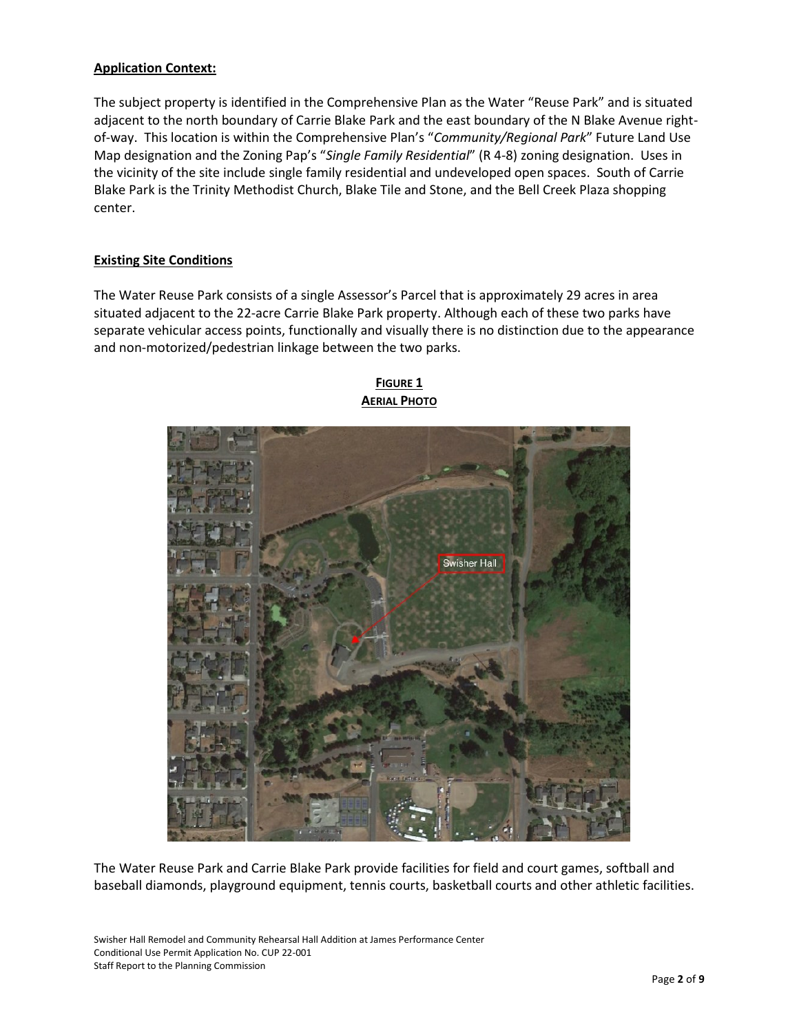**Application Context:**

The subject property is identified in the Comprehensive Plan as the Water "Reuse Park" and is situated adjacent to the north boundary of Carrie Blake Park and the east boundary of the N Blake Avenue right-of-way. This location is within the Comprehensive Plan's "*Community/Regional Park*" Future Land Use Map designation and the Zoning Pap's "*Single Family Residential*" (R 4-8) zoning designation. Uses in the vicinity of the site include single family residential and undeveloped open spaces. South of Carrie Blake Park is the Trinity Methodist Church, Blake Tile and Stone, and the Bell Creek Plaza shopping center.

**Existing Site Conditions**

The Water Reuse Park consists of a single Assessor's Parcel that is approximately 29 acres in area situated adjacent to the 22-acre Carrie Blake Park property. Although each of these two parks have separate vehicular access points, functionally and visually there is no distinction due to the appearance and non-motorized/pedestrian linkage between the two parks.

**FIGURE 1**
**AERIAL PHOTO**

The Water Reuse Park and Carrie Blake Park provide facilities for field and court games, softball and baseball diamonds, playground equipment, tennis courts, basketball courts and other athletic facilities.

Swisher Hall Remodel and Community Rehearsal Hall Addition at James Performance Center
Conditional Use Permit Application No. CUP 22-001
Staff Report to the Planning Commission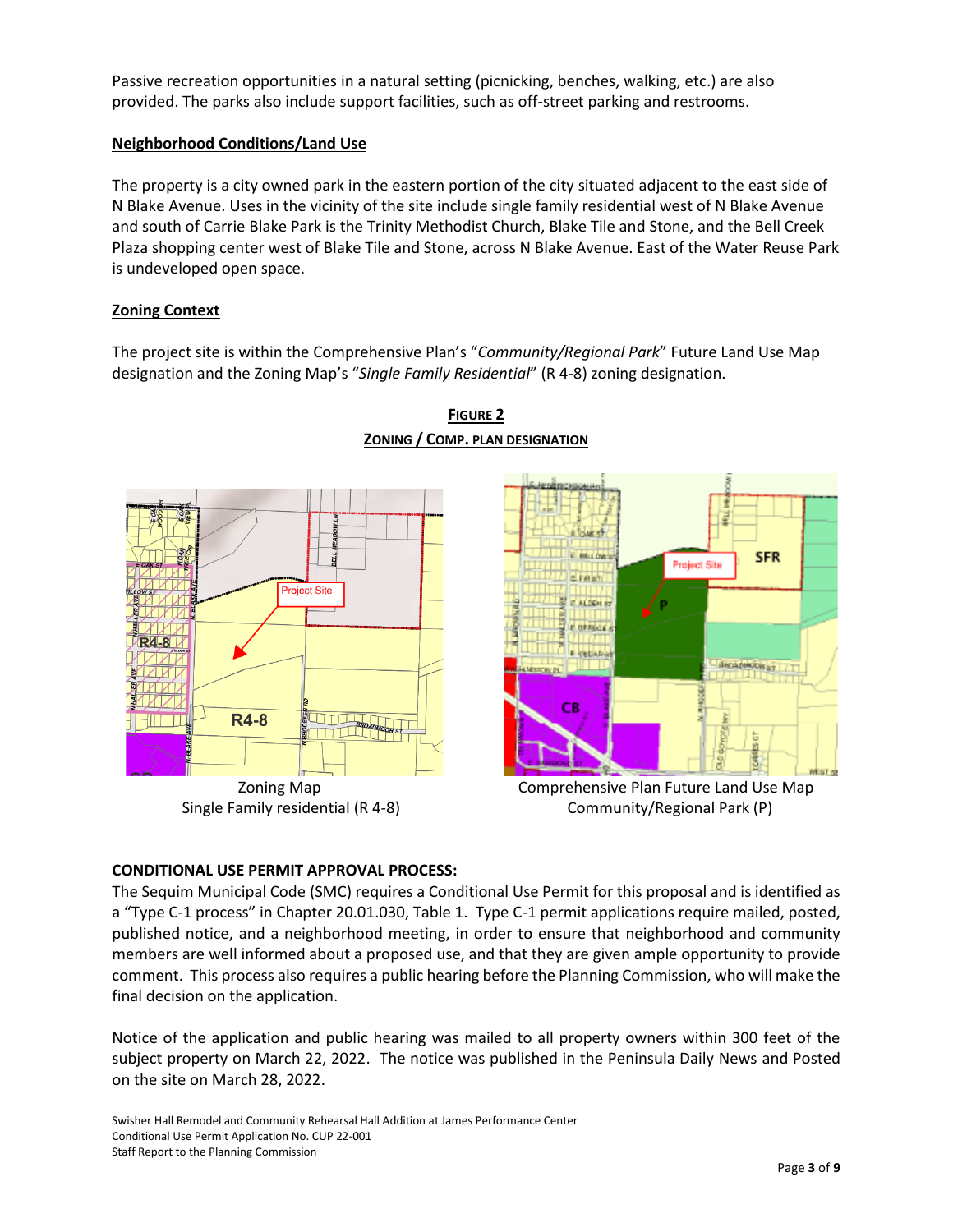Passive recreation opportunities in a natural setting (picnicking, benches, walking, etc.) are also provided. The parks also include support facilities, such as off-street parking and restrooms.

**Neighborhood Conditions/Land Use**

The property is a city owned park in the eastern portion of the city situated adjacent to the east side of N Blake Avenue. Uses in the vicinity of the site include single family residential west of N Blake Avenue and south of Carrie Blake Park is the Trinity Methodist Church, Blake Tile and Stone, and the Bell Creek Plaza shopping center west of Blake Tile and Stone, across N Blake Avenue. East of the Water Reuse Park is undeveloped open space.

**Zoning Context**

The project site is within the Comprehensive Plan's "*Community/Regional Park*" Future Land Use Map designation and the Zoning Map's "*Single Family Residential*" (R 4-8) zoning designation.

**FIGURE 2**
**ZONING / COMP. PLAN DESIGNATION**

Zoning Map
Single Family residential (R 4-8)

Comprehensive Plan Future Land Use Map
Community/Regional Park (P)

**CONDITIONAL USE PERMIT APPROVAL PROCESS:**

The Sequim Municipal Code (SMC) requires a Conditional Use Permit for this proposal and is identified as a "Type C-1 process" in Chapter 20.01.030, Table 1. Type C-1 permit applications require mailed, posted, published notice, and a neighborhood meeting, in order to ensure that neighborhood and community members are well informed about a proposed use, and that they are given ample opportunity to provide comment. This process also requires a public hearing before the Planning Commission, who will make the final decision on the application.

Notice of the application and public hearing was mailed to all property owners within 300 feet of the subject property on March 22, 2022. The notice was published in the Peninsula Daily News and Posted on the site on March 28, 2022.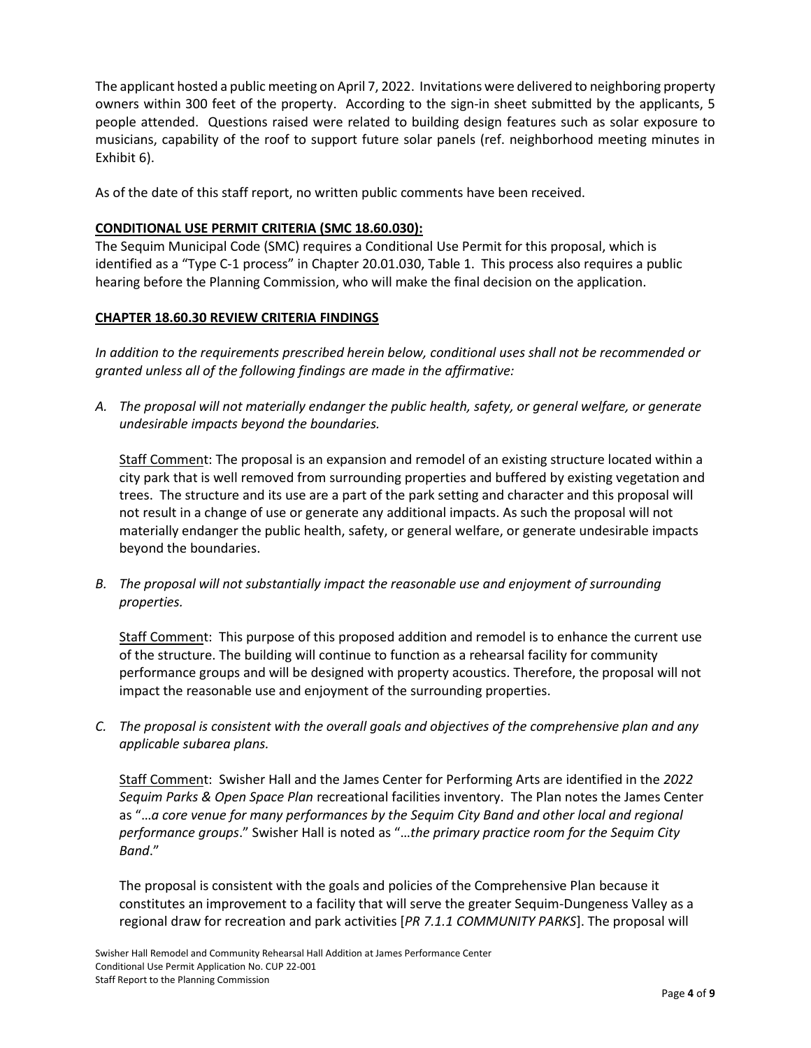The applicant hosted a public meeting on April 7, 2022. Invitations were delivered to neighboring property owners within 300 feet of the property. According to the sign-in sheet submitted by the applicants, 5 people attended. Questions raised were related to building design features such as solar exposure to musicians, capability of the roof to support future solar panels (ref. neighborhood meeting minutes in Exhibit 6).

As of the date of this staff report, no written public comments have been received.

**CONDITIONAL USE PERMIT CRITERIA (SMC 18.60.030):**

The Sequim Municipal Code (SMC) requires a Conditional Use Permit for this proposal, which is identified as a "Type C-1 process" in Chapter 20.01.030, Table 1. This process also requires a public hearing before the Planning Commission, who will make the final decision on the application.

**CHAPTER 18.60.30 REVIEW CRITERIA FINDINGS**

*In addition to the requirements prescribed herein below, conditional uses shall not be recommended or granted unless all of the following findings are made in the affirmative:*

*A. The proposal will not materially endanger the public health, safety, or general welfare, or generate undesirable impacts beyond the boundaries.*

Staff Comment: The proposal is an expansion and remodel of an existing structure located within a city park that is well removed from surrounding properties and buffered by existing vegetation and trees. The structure and its use are a part of the park setting and character and this proposal will not result in a change of use or generate any additional impacts. As such the proposal will not materially endanger the public health, safety, or general welfare, or generate undesirable impacts beyond the boundaries.

*B. The proposal will not substantially impact the reasonable use and enjoyment of surrounding properties.*

Staff Comment: This purpose of this proposed addition and remodel is to enhance the current use of the structure. The building will continue to function as a rehearsal facility for community performance groups and will be designed with property acoustics. Therefore, the proposal will not impact the reasonable use and enjoyment of the surrounding properties.

*C. The proposal is consistent with the overall goals and objectives of the comprehensive plan and any applicable subarea plans.*

Staff Comment: Swisher Hall and the James Center for Performing Arts are identified in the *2022 Sequim Parks & Open Space Plan* recreational facilities inventory. The Plan notes the James Center as "…*a core venue for many performances by the Sequim City Band and other local and regional performance groups*." Swisher Hall is noted as "…*the primary practice room for the Sequim City Band*."

The proposal is consistent with the goals and policies of the Comprehensive Plan because it constitutes an improvement to a facility that will serve the greater Sequim-Dungeness Valley as a regional draw for recreation and park activities [*PR 7.1.1 COMMUNITY PARKS*]. The proposal will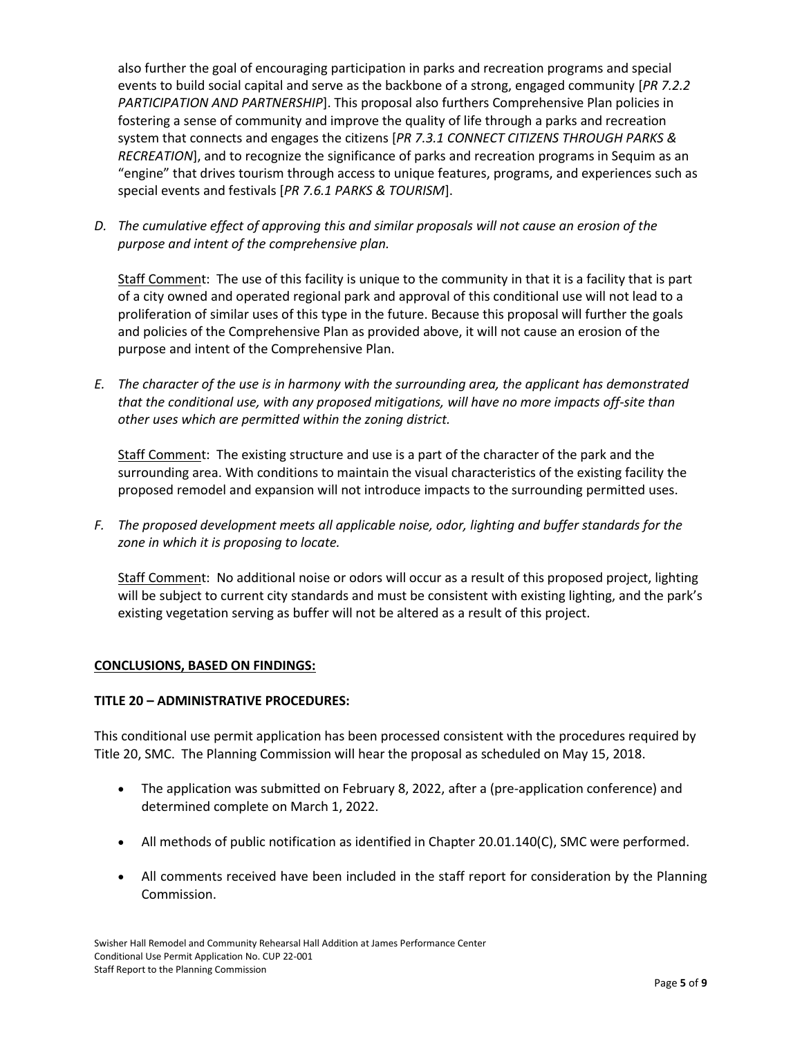also further the goal of encouraging participation in parks and recreation programs and special events to build social capital and serve as the backbone of a strong, engaged community [*PR 7.2.2 PARTICIPATION AND PARTNERSHIP*]. This proposal also furthers Comprehensive Plan policies in fostering a sense of community and improve the quality of life through a parks and recreation system that connects and engages the citizens [*PR 7.3.1 CONNECT CITIZENS THROUGH PARKS & RECREATION*], and to recognize the significance of parks and recreation programs in Sequim as an "engine" that drives tourism through access to unique features, programs, and experiences such as special events and festivals [*PR 7.6.1 PARKS & TOURISM*].

*D. The cumulative effect of approving this and similar proposals will not cause an erosion of the purpose and intent of the comprehensive plan.*

Staff Comment: The use of this facility is unique to the community in that it is a facility that is part of a city owned and operated regional park and approval of this conditional use will not lead to a proliferation of similar uses of this type in the future. Because this proposal will further the goals and policies of the Comprehensive Plan as provided above, it will not cause an erosion of the purpose and intent of the Comprehensive Plan.

*E. The character of the use is in harmony with the surrounding area, the applicant has demonstrated that the conditional use, with any proposed mitigations, will have no more impacts off-site than other uses which are permitted within the zoning district.*

Staff Comment: The existing structure and use is a part of the character of the park and the surrounding area. With conditions to maintain the visual characteristics of the existing facility the proposed remodel and expansion will not introduce impacts to the surrounding permitted uses.

*F. The proposed development meets all applicable noise, odor, lighting and buffer standards for the zone in which it is proposing to locate.*

Staff Comment: No additional noise or odors will occur as a result of this proposed project, lighting will be subject to current city standards and must be consistent with existing lighting, and the park's existing vegetation serving as buffer will not be altered as a result of this project.

**CONCLUSIONS, BASED ON FINDINGS:**

**TITLE 20 – ADMINISTRATIVE PROCEDURES:**

This conditional use permit application has been processed consistent with the procedures required by Title 20, SMC. The Planning Commission will hear the proposal as scheduled on May 15, 2018.

- The application was submitted on February 8, 2022, after a (pre-application conference) and determined complete on March 1, 2022.
- All methods of public notification as identified in Chapter 20.01.140(C), SMC were performed.
- All comments received have been included in the staff report for consideration by the Planning Commission.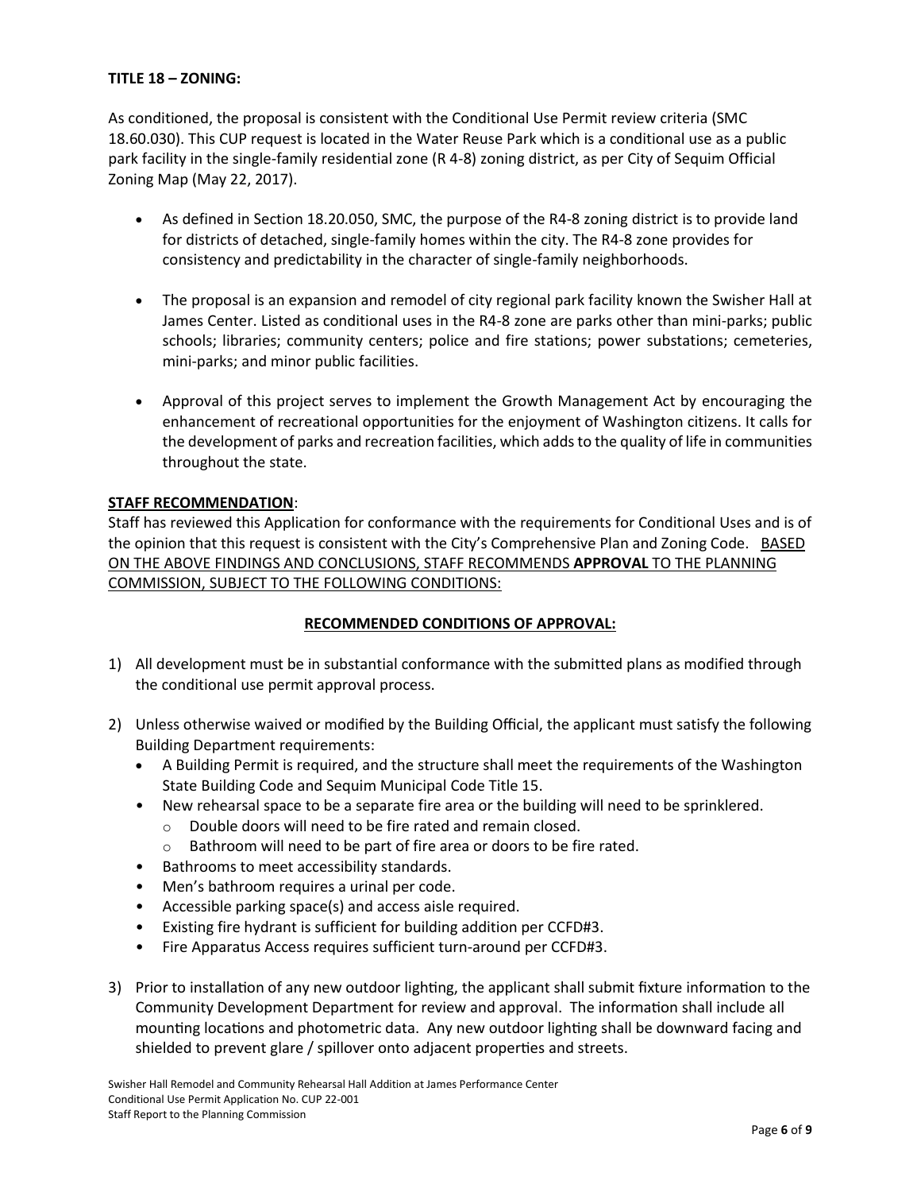**TITLE 18 – ZONING:**

As conditioned, the proposal is consistent with the Conditional Use Permit review criteria (SMC 18.60.030). This CUP request is located in the Water Reuse Park which is a conditional use as a public park facility in the single-family residential zone (R 4-8) zoning district, as per City of Sequim Official Zoning Map (May 22, 2017).

- As defined in Section 18.20.050, SMC, the purpose of the R4-8 zoning district is to provide land for districts of detached, single-family homes within the city. The R4-8 zone provides for consistency and predictability in the character of single-family neighborhoods.

- The proposal is an expansion and remodel of city regional park facility known the Swisher Hall at James Center. Listed as conditional uses in the R4-8 zone are parks other than mini-parks; public schools; libraries; community centers; police and fire stations; power substations; cemeteries, mini-parks; and minor public facilities.

- Approval of this project serves to implement the Growth Management Act by encouraging the enhancement of recreational opportunities for the enjoyment of Washington citizens. It calls for the development of parks and recreation facilities, which adds to the quality of life in communities throughout the state.

**STAFF RECOMMENDATION**:

Staff has reviewed this Application for conformance with the requirements for Conditional Uses and is of the opinion that this request is consistent with the City's Comprehensive Plan and Zoning Code. BASED ON THE ABOVE FINDINGS AND CONCLUSIONS, STAFF RECOMMENDS **APPROVAL** TO THE PLANNING COMMISSION, SUBJECT TO THE FOLLOWING CONDITIONS:

**RECOMMENDED CONDITIONS OF APPROVAL:**

1) All development must be in substantial conformance with the submitted plans as modified through the conditional use permit approval process.

2) Unless otherwise waived or modified by the Building Official, the applicant must satisfy the following Building Department requirements:
   - A Building Permit is required, and the structure shall meet the requirements of the Washington State Building Code and Sequim Municipal Code Title 15.
   - New rehearsal space to be a separate fire area or the building will need to be sprinklered.
     - Double doors will need to be fire rated and remain closed.
     - Bathroom will need to be part of fire area or doors to be fire rated.
   - Bathrooms to meet accessibility standards.
   - Men's bathroom requires a urinal per code.
   - Accessible parking space(s) and access aisle required.
   - Existing fire hydrant is sufficient for building addition per CCFD#3.
   - Fire Apparatus Access requires sufficient turn-around per CCFD#3.

3) Prior to installation of any new outdoor lighting, the applicant shall submit fixture information to the Community Development Department for review and approval. The information shall include all mounting locations and photometric data. Any new outdoor lighting shall be downward facing and shielded to prevent glare / spillover onto adjacent properties and streets.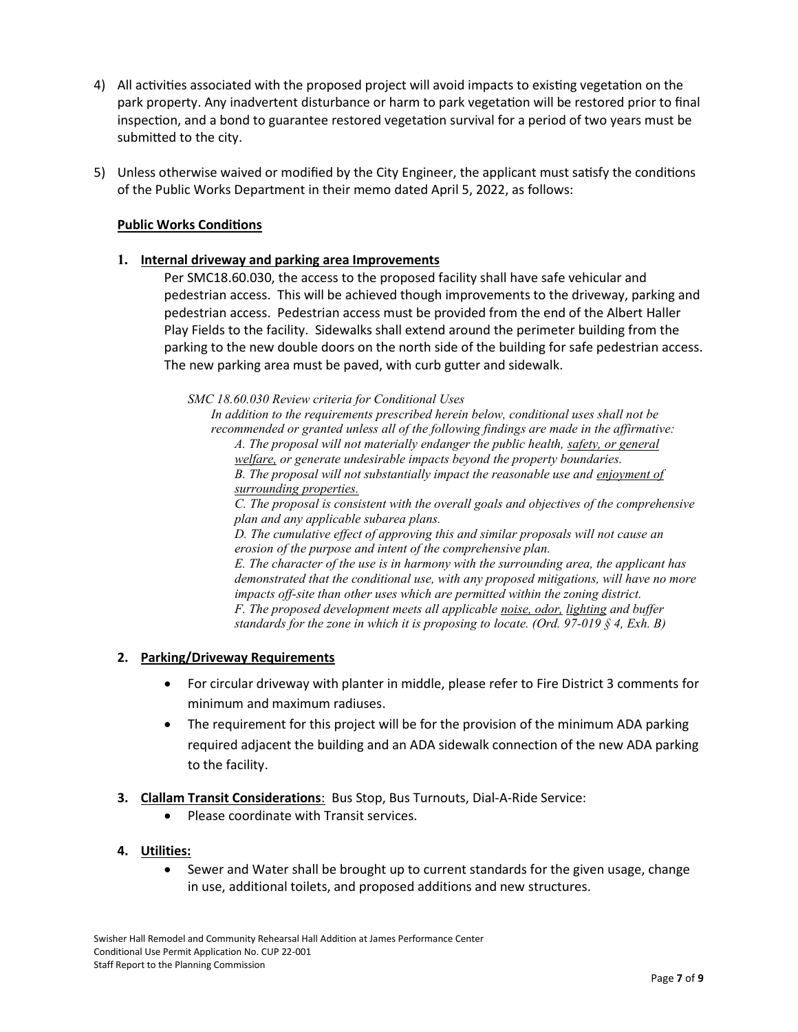4) All activities associated with the proposed project will avoid impacts to existing vegetation on the park property. Any inadvertent disturbance or harm to park vegetation will be restored prior to final inspection, and a bond to guarantee restored vegetation survival for a period of two years must be submitted to the city.

5) Unless otherwise waived or modified by the City Engineer, the applicant must satisfy the conditions of the Public Works Department in their memo dated April 5, 2022, as follows:

**Public Works Conditions**

**1. Internal driveway and parking area Improvements**

Per SMC18.60.030, the access to the proposed facility shall have safe vehicular and pedestrian access. This will be achieved though improvements to the driveway, parking and pedestrian access. Pedestrian access must be provided from the end of the Albert Haller Play Fields to the facility. Sidewalks shall extend around the perimeter building from the parking to the new double doors on the north side of the building for safe pedestrian access. The new parking area must be paved, with curb gutter and sidewalk.

*SMC 18.60.030 Review criteria for Conditional Uses*

*In addition to the requirements prescribed herein below, conditional uses shall not be recommended or granted unless all of the following findings are made in the affirmative:*

*A. The proposal will not materially endanger the public health, safety, or general welfare, or generate undesirable impacts beyond the property boundaries.*

*B. The proposal will not substantially impact the reasonable use and enjoyment of surrounding properties.*

*C. The proposal is consistent with the overall goals and objectives of the comprehensive plan and any applicable subarea plans.*

*D. The cumulative effect of approving this and similar proposals will not cause an erosion of the purpose and intent of the comprehensive plan.*

*E. The character of the use is in harmony with the surrounding area, the applicant has demonstrated that the conditional use, with any proposed mitigations, will have no more impacts off-site than other uses which are permitted within the zoning district.*

*F. The proposed development meets all applicable noise, odor, lighting and buffer standards for the zone in which it is proposing to locate. (Ord. 97-019 § 4, Exh. B)*

**2. Parking/Driveway Requirements**

- For circular driveway with planter in middle, please refer to Fire District 3 comments for minimum and maximum radiuses.
- The requirement for this project will be for the provision of the minimum ADA parking required adjacent the building and an ADA sidewalk connection of the new ADA parking to the facility.

**3. Clallam Transit Considerations**: Bus Stop, Bus Turnouts, Dial-A-Ride Service:

- Please coordinate with Transit services.

**4. Utilities:**

- Sewer and Water shall be brought up to current standards for the given usage, change in use, additional toilets, and proposed additions and new structures.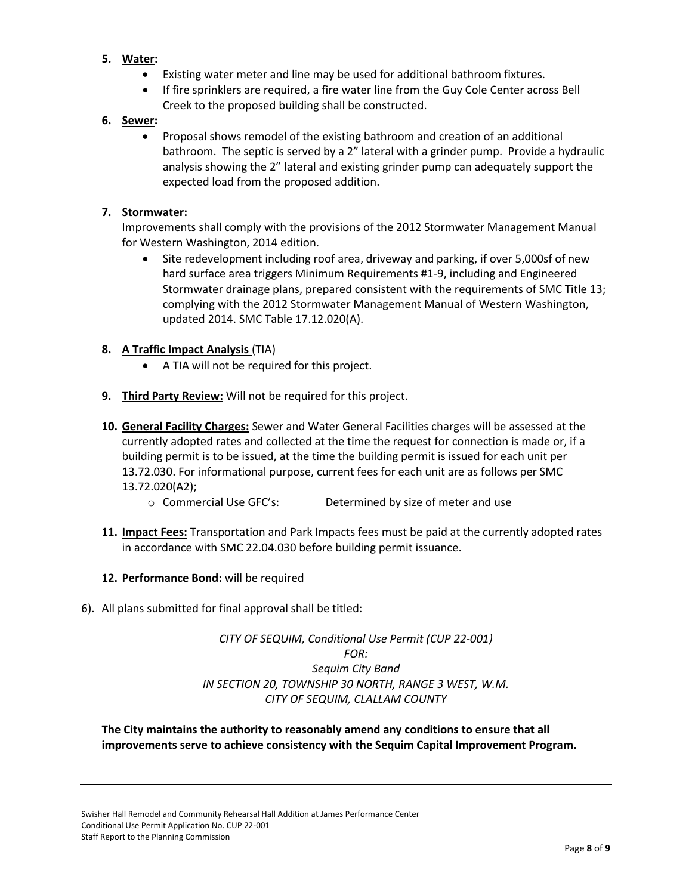5. **<u>Water</u>:**
   - Existing water meter and line may be used for additional bathroom fixtures.
   - If fire sprinklers are required, a fire water line from the Guy Cole Center across Bell Creek to the proposed building shall be constructed.

6. **<u>Sewer</u>:**
   - Proposal shows remodel of the existing bathroom and creation of an additional bathroom. The septic is served by a 2" lateral with a grinder pump. Provide a hydraulic analysis showing the 2" lateral and existing grinder pump can adequately support the expected load from the proposed addition.

7. **<u>Stormwater:</u>**

   Improvements shall comply with the provisions of the 2012 Stormwater Management Manual for Western Washington, 2014 edition.

   - Site redevelopment including roof area, driveway and parking, if over 5,000sf of new hard surface area triggers Minimum Requirements #1-9, including and Engineered Stormwater drainage plans, prepared consistent with the requirements of SMC Title 13; complying with the 2012 Stormwater Management Manual of Western Washington, updated 2014. SMC Table 17.12.020(A).

8. **<u>A Traffic Impact Analysis</u>** (TIA)
   - A TIA will not be required for this project.

9. **<u>Third Party Review:</u>** Will not be required for this project.

10. **<u>General Facility Charges:</u>** Sewer and Water General Facilities charges will be assessed at the currently adopted rates and collected at the time the request for connection is made or, if a building permit is to be issued, at the time the building permit is issued for each unit per 13.72.030. For informational purpose, current fees for each unit are as follows per SMC 13.72.020(A2);
    - Commercial Use GFC's: Determined by size of meter and use

11. **<u>Impact Fees:</u>** Transportation and Park Impacts fees must be paid at the currently adopted rates in accordance with SMC 22.04.030 before building permit issuance.

12. **<u>Performance Bond</u>:** will be required

6). All plans submitted for final approval shall be titled:

*CITY OF SEQUIM, Conditional Use Permit (CUP 22-001)*
*FOR:*
*Sequim City Band*
*IN SECTION 20, TOWNSHIP 30 NORTH, RANGE 3 WEST, W.M.*
*CITY OF SEQUIM, CLALLAM COUNTY*

**The City maintains the authority to reasonably amend any conditions to ensure that all improvements serve to achieve consistency with the Sequim Capital Improvement Program.**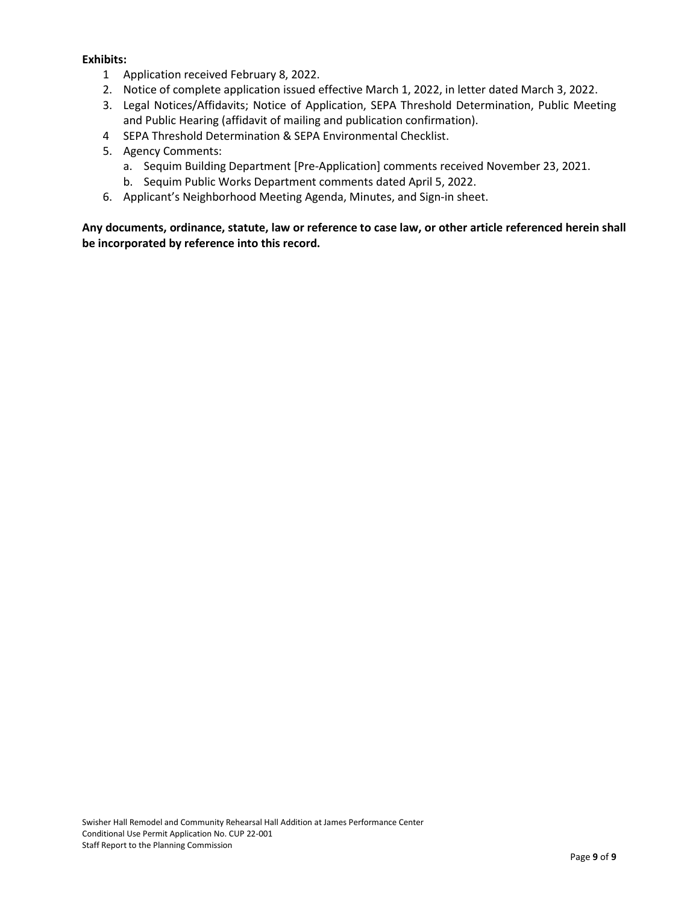**Exhibits:**

1. Application received February 8, 2022.
2. Notice of complete application issued effective March 1, 2022, in letter dated March 3, 2022.
3. Legal Notices/Affidavits; Notice of Application, SEPA Threshold Determination, Public Meeting and Public Hearing (affidavit of mailing and publication confirmation).
4. SEPA Threshold Determination & SEPA Environmental Checklist.
5. Agency Comments:
   a. Sequim Building Department [Pre-Application] comments received November 23, 2021.
   b. Sequim Public Works Department comments dated April 5, 2022.
6. Applicant's Neighborhood Meeting Agenda, Minutes, and Sign-in sheet.

**Any documents, ordinance, statute, law or reference to case law, or other article referenced herein shall be incorporated by reference into this record.**